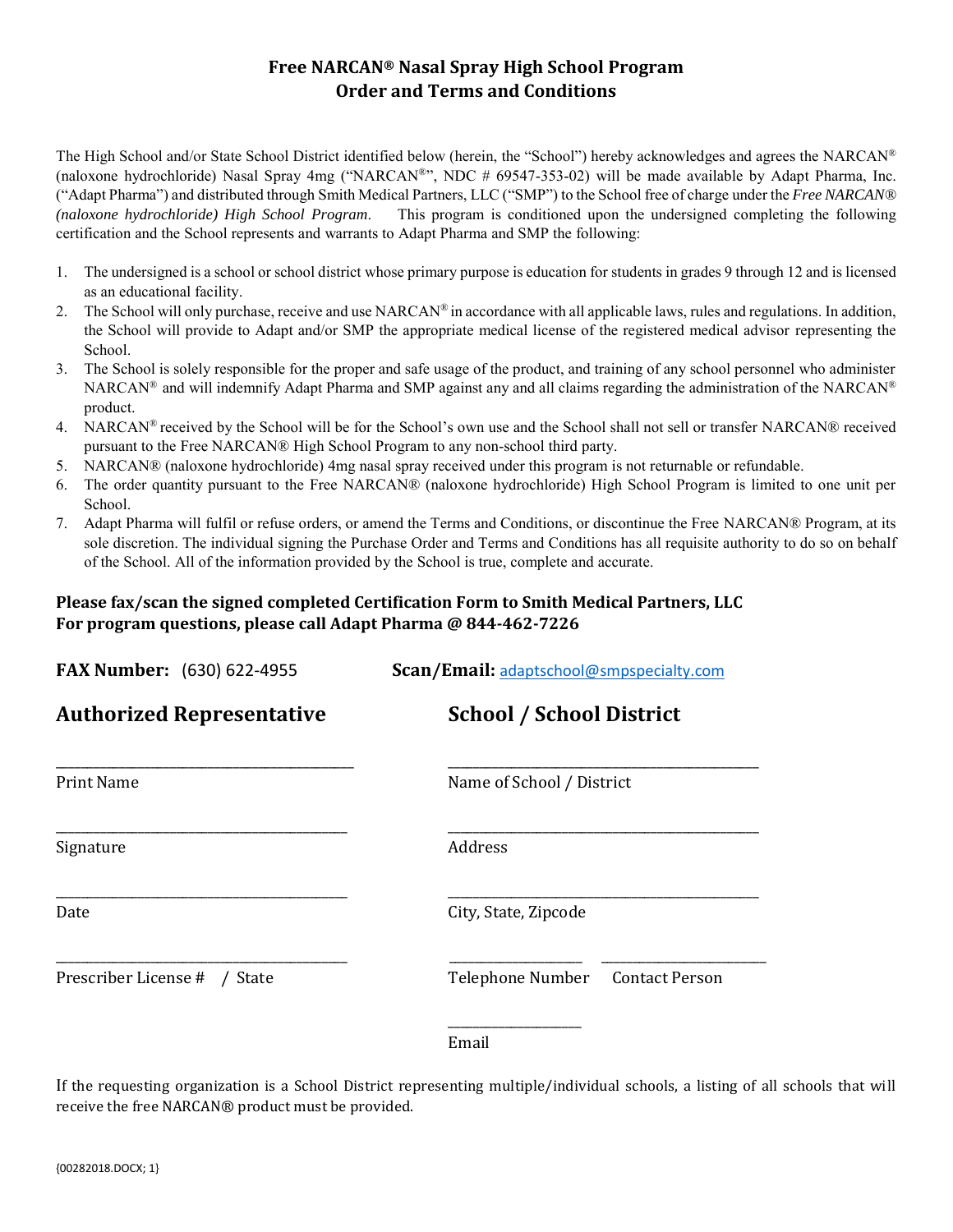# Free NARCAN® Nasal Spray High School Program
## Order and Terms and Conditions

The High School and/or State School District identified below (herein, the "School") hereby acknowledges and agrees the NARCAN® (naloxone hydrochloride) Nasal Spray 4mg ("NARCAN®", NDC # 69547-353-02) will be made available by Adapt Pharma, Inc. ("Adapt Pharma") and distributed through Smith Medical Partners, LLC ("SMP") to the School free of charge under the *Free NARCAN® (naloxone hydrochloride) High School Program*. This program is conditioned upon the undersigned completing the following certification and the School represents and warrants to Adapt Pharma and SMP the following:

1. The undersigned is a school or school district whose primary purpose is education for students in grades 9 through 12 and is licensed as an educational facility.
2. The School will only purchase, receive and use NARCAN® in accordance with all applicable laws, rules and regulations. In addition, the School will provide to Adapt and/or SMP the appropriate medical license of the registered medical advisor representing the School.
3. The School is solely responsible for the proper and safe usage of the product, and training of any school personnel who administer NARCAN® and will indemnify Adapt Pharma and SMP against any and all claims regarding the administration of the NARCAN® product.
4. NARCAN® received by the School will be for the School's own use and the School shall not sell or transfer NARCAN® received pursuant to the Free NARCAN® High School Program to any non-school third party.
5. NARCAN® (naloxone hydrochloride) 4mg nasal spray received under this program is not returnable or refundable.
6. The order quantity pursuant to the Free NARCAN® (naloxone hydrochloride) High School Program is limited to one unit per School.
7. Adapt Pharma will fulfil or refuse orders, or amend the Terms and Conditions, or discontinue the Free NARCAN® Program, at its sole discretion. The individual signing the Purchase Order and Terms and Conditions has all requisite authority to do so on behalf of the School. All of the information provided by the School is true, complete and accurate.

**Please fax/scan the signed completed Certification Form to Smith Medical Partners, LLC**
**For program questions, please call Adapt Pharma @ 844-462-7226**

**FAX Number:** (630) 622-4955 **Scan/Email:** adaptschool@smpspecialty.com

## Authorized Representative

_________________________________
Print Name

_________________________________
Signature

_________________________________
Date

_________________________________
Prescriber License # / State

## School / School District

_________________________________
Name of School / District

_________________________________
Address

_________________________________
City, State, Zipcode

_______________ _________________
Telephone Number Contact Person

_______________
Email

If the requesting organization is a School District representing multiple/individual schools, a listing of all schools that will receive the free NARCAN® product must be provided.

{00282018.DOCX; 1}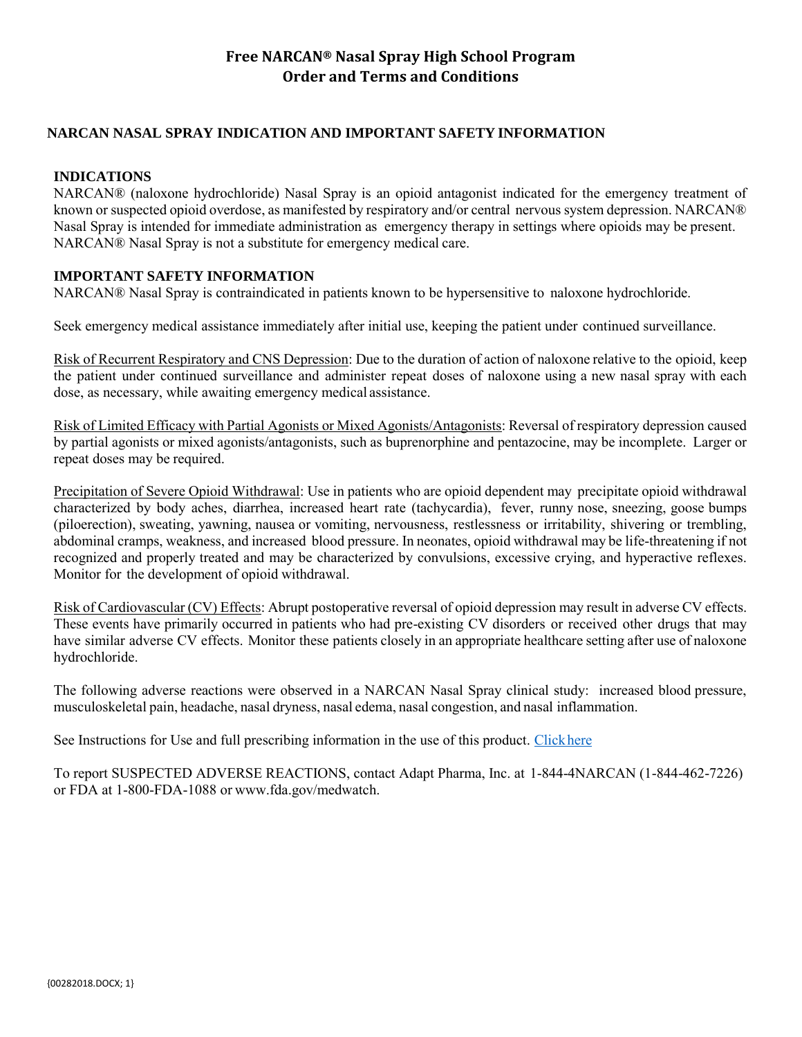# Free NARCAN® Nasal Spray High School Program
# Order and Terms and Conditions

## NARCAN NASAL SPRAY INDICATION AND IMPORTANT SAFETY INFORMATION

### INDICATIONS

NARCAN® (naloxone hydrochloride) Nasal Spray is an opioid antagonist indicated for the emergency treatment of known or suspected opioid overdose, as manifested by respiratory and/or central nervous system depression. NARCAN® Nasal Spray is intended for immediate administration as emergency therapy in settings where opioids may be present. NARCAN® Nasal Spray is not a substitute for emergency medical care.

### IMPORTANT SAFETY INFORMATION

NARCAN® Nasal Spray is contraindicated in patients known to be hypersensitive to naloxone hydrochloride.

Seek emergency medical assistance immediately after initial use, keeping the patient under continued surveillance.

Risk of Recurrent Respiratory and CNS Depression: Due to the duration of action of naloxone relative to the opioid, keep the patient under continued surveillance and administer repeat doses of naloxone using a new nasal spray with each dose, as necessary, while awaiting emergency medical assistance.

Risk of Limited Efficacy with Partial Agonists or Mixed Agonists/Antagonists: Reversal of respiratory depression caused by partial agonists or mixed agonists/antagonists, such as buprenorphine and pentazocine, may be incomplete. Larger or repeat doses may be required.

Precipitation of Severe Opioid Withdrawal: Use in patients who are opioid dependent may precipitate opioid withdrawal characterized by body aches, diarrhea, increased heart rate (tachycardia), fever, runny nose, sneezing, goose bumps (piloerection), sweating, yawning, nausea or vomiting, nervousness, restlessness or irritability, shivering or trembling, abdominal cramps, weakness, and increased blood pressure. In neonates, opioid withdrawal may be life-threatening if not recognized and properly treated and may be characterized by convulsions, excessive crying, and hyperactive reflexes. Monitor for the development of opioid withdrawal.

Risk of Cardiovascular (CV) Effects: Abrupt postoperative reversal of opioid depression may result in adverse CV effects. These events have primarily occurred in patients who had pre-existing CV disorders or received other drugs that may have similar adverse CV effects. Monitor these patients closely in an appropriate healthcare setting after use of naloxone hydrochloride.

The following adverse reactions were observed in a NARCAN Nasal Spray clinical study: increased blood pressure, musculoskeletal pain, headache, nasal dryness, nasal edema, nasal congestion, and nasal inflammation.

See Instructions for Use and full prescribing information in the use of this product. Click here

To report SUSPECTED ADVERSE REACTIONS, contact Adapt Pharma, Inc. at 1-844-4NARCAN (1-844-462-7226) or FDA at 1-800-FDA-1088 or www.fda.gov/medwatch.

{00282018.DOCX; 1}